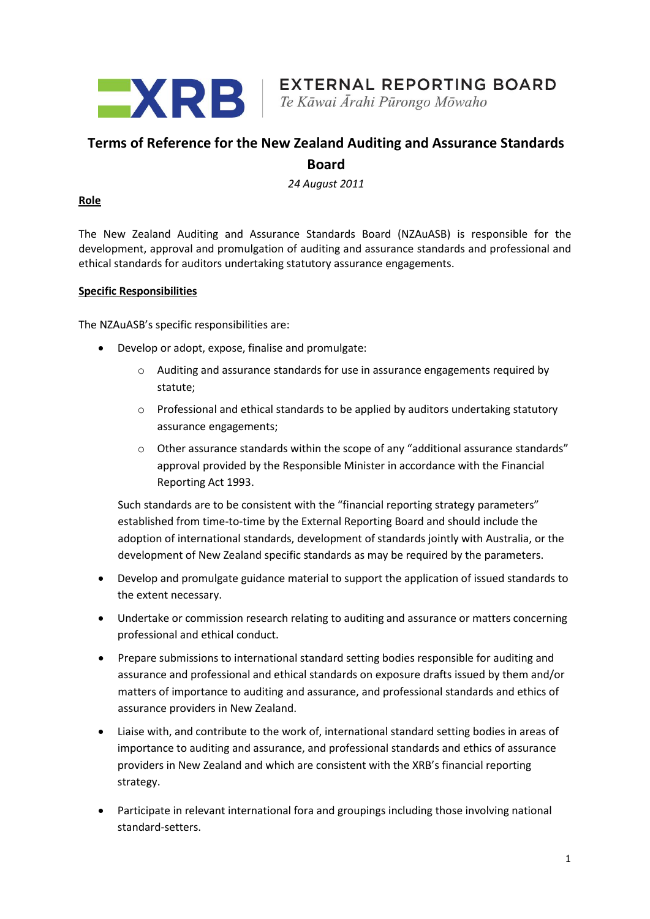XRB EXTERNAL REPORTING BOARD
*Te Kāwai Ārahi Pūrongo Mōwaho*

# Terms of Reference for the New Zealand Auditing and Assurance Standards Board

*24 August 2011*

## Role

The New Zealand Auditing and Assurance Standards Board (NZAuASB) is responsible for the development, approval and promulgation of auditing and assurance standards and professional and ethical standards for auditors undertaking statutory assurance engagements.

## Specific Responsibilities

The NZAuASB's specific responsibilities are:

- Develop or adopt, expose, finalise and promulgate:
  - Auditing and assurance standards for use in assurance engagements required by statute;
  - Professional and ethical standards to be applied by auditors undertaking statutory assurance engagements;
  - Other assurance standards within the scope of any "additional assurance standards" approval provided by the Responsible Minister in accordance with the Financial Reporting Act 1993.

  Such standards are to be consistent with the "financial reporting strategy parameters" established from time-to-time by the External Reporting Board and should include the adoption of international standards, development of standards jointly with Australia, or the development of New Zealand specific standards as may be required by the parameters.

- Develop and promulgate guidance material to support the application of issued standards to the extent necessary.
- Undertake or commission research relating to auditing and assurance or matters concerning professional and ethical conduct.
- Prepare submissions to international standard setting bodies responsible for auditing and assurance and professional and ethical standards on exposure drafts issued by them and/or matters of importance to auditing and assurance, and professional standards and ethics of assurance providers in New Zealand.
- Liaise with, and contribute to the work of, international standard setting bodies in areas of importance to auditing and assurance, and professional standards and ethics of assurance providers in New Zealand and which are consistent with the XRB's financial reporting strategy.
- Participate in relevant international fora and groupings including those involving national standard-setters.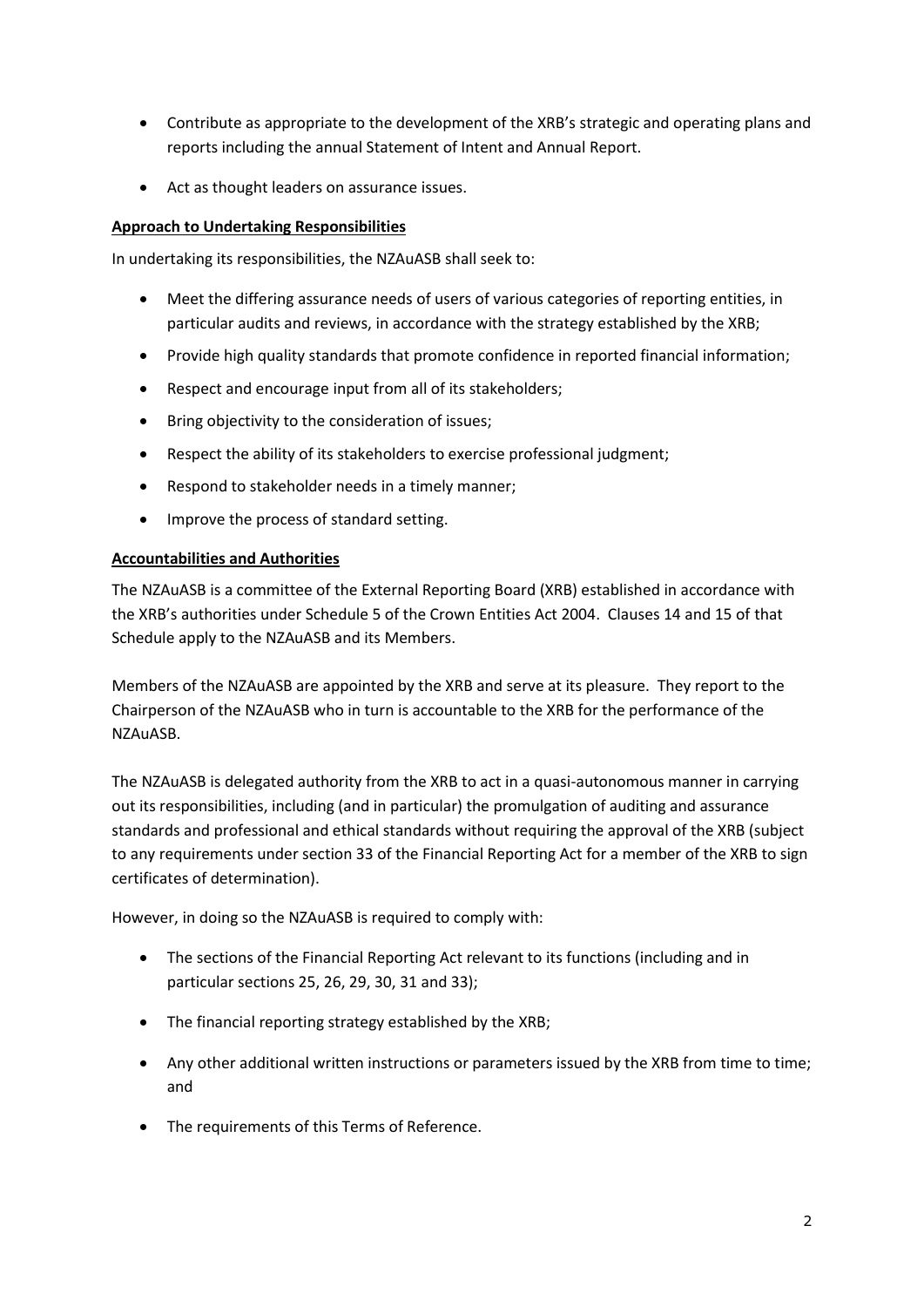- Contribute as appropriate to the development of the XRB's strategic and operating plans and reports including the annual Statement of Intent and Annual Report.
- Act as thought leaders on assurance issues.

**Approach to Undertaking Responsibilities**

In undertaking its responsibilities, the NZAuASB shall seek to:

- Meet the differing assurance needs of users of various categories of reporting entities, in particular audits and reviews, in accordance with the strategy established by the XRB;
- Provide high quality standards that promote confidence in reported financial information;
- Respect and encourage input from all of its stakeholders;
- Bring objectivity to the consideration of issues;
- Respect the ability of its stakeholders to exercise professional judgment;
- Respond to stakeholder needs in a timely manner;
- Improve the process of standard setting.

**Accountabilities and Authorities**

The NZAuASB is a committee of the External Reporting Board (XRB) established in accordance with the XRB's authorities under Schedule 5 of the Crown Entities Act 2004. Clauses 14 and 15 of that Schedule apply to the NZAuASB and its Members.

Members of the NZAuASB are appointed by the XRB and serve at its pleasure. They report to the Chairperson of the NZAuASB who in turn is accountable to the XRB for the performance of the NZAuASB.

The NZAuASB is delegated authority from the XRB to act in a quasi-autonomous manner in carrying out its responsibilities, including (and in particular) the promulgation of auditing and assurance standards and professional and ethical standards without requiring the approval of the XRB (subject to any requirements under section 33 of the Financial Reporting Act for a member of the XRB to sign certificates of determination).

However, in doing so the NZAuASB is required to comply with:

- The sections of the Financial Reporting Act relevant to its functions (including and in particular sections 25, 26, 29, 30, 31 and 33);
- The financial reporting strategy established by the XRB;
- Any other additional written instructions or parameters issued by the XRB from time to time; and
- The requirements of this Terms of Reference.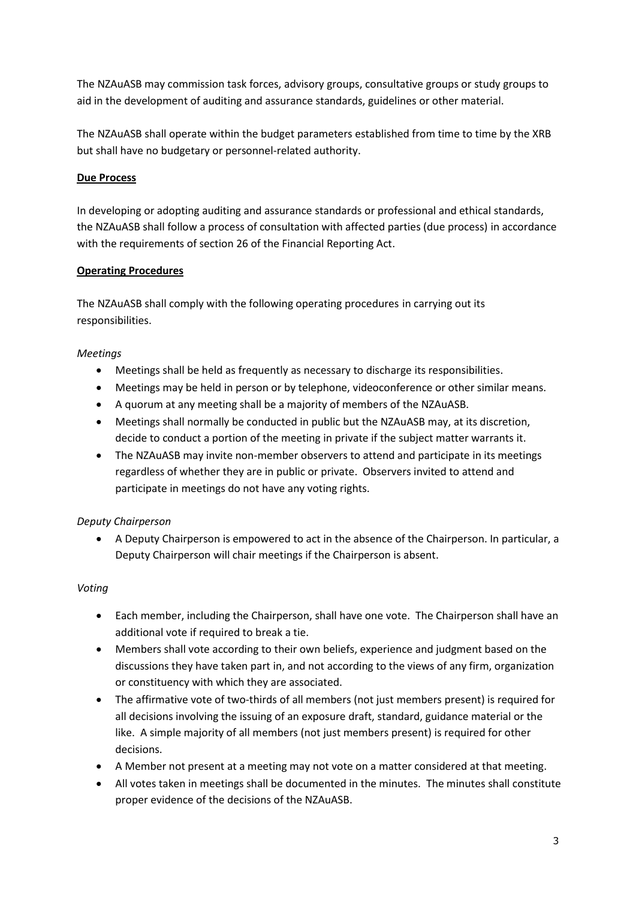The NZAuASB may commission task forces, advisory groups, consultative groups or study groups to aid in the development of auditing and assurance standards, guidelines or other material.

The NZAuASB shall operate within the budget parameters established from time to time by the XRB but shall have no budgetary or personnel-related authority.

**Due Process**

In developing or adopting auditing and assurance standards or professional and ethical standards, the NZAuASB shall follow a process of consultation with affected parties (due process) in accordance with the requirements of section 26 of the Financial Reporting Act.

**Operating Procedures**

The NZAuASB shall comply with the following operating procedures in carrying out its responsibilities.

*Meetings*

- Meetings shall be held as frequently as necessary to discharge its responsibilities.
- Meetings may be held in person or by telephone, videoconference or other similar means.
- A quorum at any meeting shall be a majority of members of the NZAuASB.
- Meetings shall normally be conducted in public but the NZAuASB may, at its discretion, decide to conduct a portion of the meeting in private if the subject matter warrants it.
- The NZAuASB may invite non-member observers to attend and participate in its meetings regardless of whether they are in public or private. Observers invited to attend and participate in meetings do not have any voting rights.

*Deputy Chairperson*

- A Deputy Chairperson is empowered to act in the absence of the Chairperson. In particular, a Deputy Chairperson will chair meetings if the Chairperson is absent.

*Voting*

- Each member, including the Chairperson, shall have one vote. The Chairperson shall have an additional vote if required to break a tie.
- Members shall vote according to their own beliefs, experience and judgment based on the discussions they have taken part in, and not according to the views of any firm, organization or constituency with which they are associated.
- The affirmative vote of two-thirds of all members (not just members present) is required for all decisions involving the issuing of an exposure draft, standard, guidance material or the like. A simple majority of all members (not just members present) is required for other decisions.
- A Member not present at a meeting may not vote on a matter considered at that meeting.
- All votes taken in meetings shall be documented in the minutes. The minutes shall constitute proper evidence of the decisions of the NZAuASB.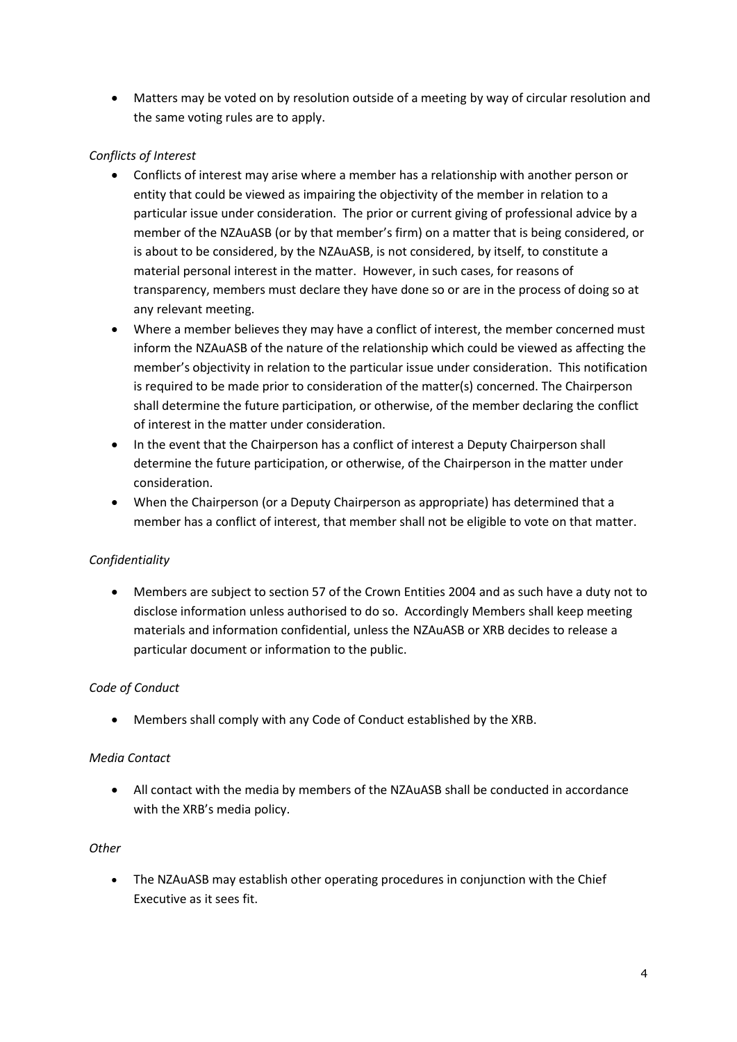- Matters may be voted on by resolution outside of a meeting by way of circular resolution and the same voting rules are to apply.

*Conflicts of Interest*

- Conflicts of interest may arise where a member has a relationship with another person or entity that could be viewed as impairing the objectivity of the member in relation to a particular issue under consideration. The prior or current giving of professional advice by a member of the NZAuASB (or by that member's firm) on a matter that is being considered, or is about to be considered, by the NZAuASB, is not considered, by itself, to constitute a material personal interest in the matter. However, in such cases, for reasons of transparency, members must declare they have done so or are in the process of doing so at any relevant meeting.
- Where a member believes they may have a conflict of interest, the member concerned must inform the NZAuASB of the nature of the relationship which could be viewed as affecting the member's objectivity in relation to the particular issue under consideration. This notification is required to be made prior to consideration of the matter(s) concerned. The Chairperson shall determine the future participation, or otherwise, of the member declaring the conflict of interest in the matter under consideration.
- In the event that the Chairperson has a conflict of interest a Deputy Chairperson shall determine the future participation, or otherwise, of the Chairperson in the matter under consideration.
- When the Chairperson (or a Deputy Chairperson as appropriate) has determined that a member has a conflict of interest, that member shall not be eligible to vote on that matter.

*Confidentiality*

- Members are subject to section 57 of the Crown Entities 2004 and as such have a duty not to disclose information unless authorised to do so. Accordingly Members shall keep meeting materials and information confidential, unless the NZAuASB or XRB decides to release a particular document or information to the public.

*Code of Conduct*

- Members shall comply with any Code of Conduct established by the XRB.

*Media Contact*

- All contact with the media by members of the NZAuASB shall be conducted in accordance with the XRB's media policy.

*Other*

- The NZAuASB may establish other operating procedures in conjunction with the Chief Executive as it sees fit.